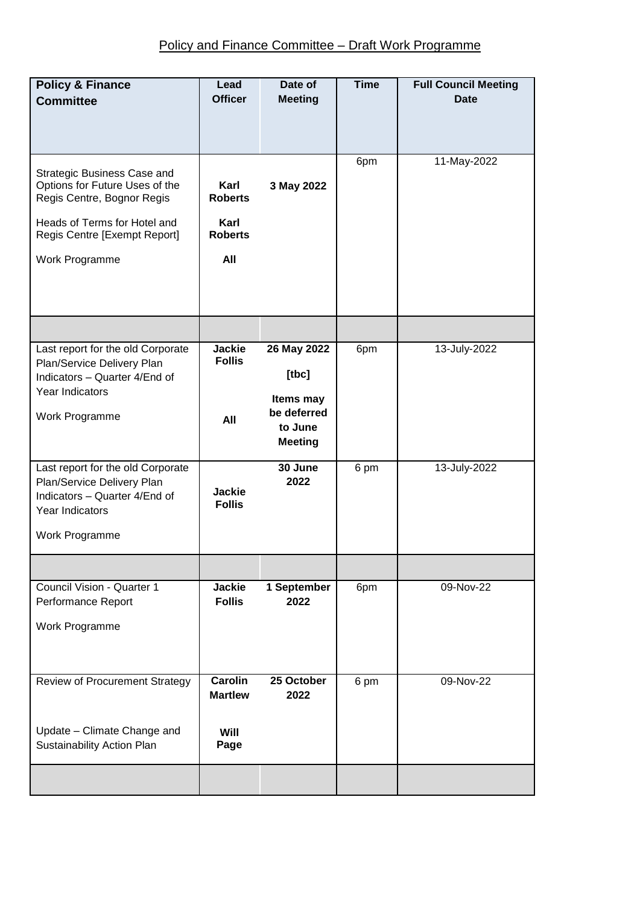Policy and Finance Committee – Draft Work Programme

| **Policy & Finance Committee** | **Lead Officer** | **Date of Meeting** | **Time** | **Full Council Meeting Date** |
|---|---|---|---|---|
| Strategic Business Case and Options for Future Uses of the Regis Centre, Bognor Regis<br><br>Heads of Terms for Hotel and Regis Centre [Exempt Report]<br><br>Work Programme | **Karl Roberts**<br><br>**Karl Roberts**<br><br>**All** | **3 May 2022** | 6pm | 11-May-2022 |
| | | | | |
| Last report for the old Corporate Plan/Service Delivery Plan Indicators – Quarter 4/End of Year Indicators<br><br>Work Programme | **Jackie Follis**<br><br>**All** | **26 May 2022**<br><br>**[tbc]**<br><br>**Items may be deferred to June Meeting** | 6pm | 13-July-2022 |
| Last report for the old Corporate Plan/Service Delivery Plan Indicators – Quarter 4/End of Year Indicators<br><br>Work Programme | **Jackie Follis** | **30 June 2022** | 6 pm | 13-July-2022 |
| | | | | |
| Council Vision - Quarter 1 Performance Report<br><br>Work Programme | **Jackie Follis** | **1 September 2022** | 6pm | 09-Nov-22 |
| Review of Procurement Strategy<br><br>Update – Climate Change and Sustainability Action Plan | **Carolin Martlew**<br><br>**Will Page** | **25 October 2022** | 6 pm | 09-Nov-22 |
| | | | | |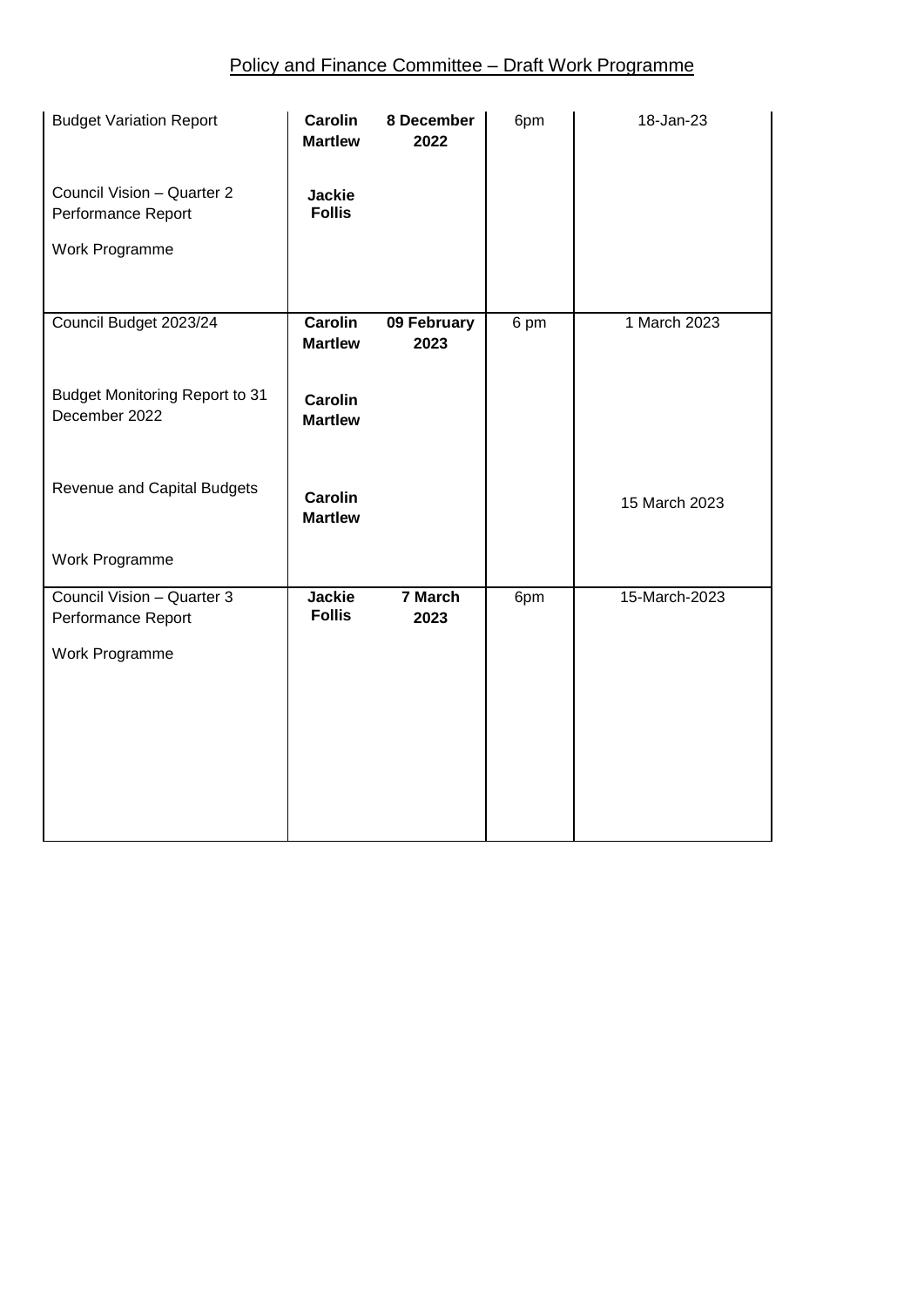<u>Policy and Finance Committee – Draft Work Programme</u>

| | | | | |
|---|---|---|---|---|
| Budget Variation Report<br><br>Council Vision – Quarter 2 Performance Report<br><br>Work Programme | **Carolin Martlew**<br><br>**Jackie Follis** | **8 December 2022** | 6pm | 18-Jan-23 |
| Council Budget 2023/24<br><br>Budget Monitoring Report to 31 December 2022<br><br>Revenue and Capital Budgets<br><br>Work Programme | **Carolin Martlew**<br><br>**Carolin Martlew**<br><br>**Carolin Martlew** | **09 February 2023** | 6 pm | 1 March 2023<br><br>15 March 2023 |
| Council Vision – Quarter 3 Performance Report<br><br>Work Programme | **Jackie Follis** | **7 March 2023** | 6pm | 15-March-2023 |